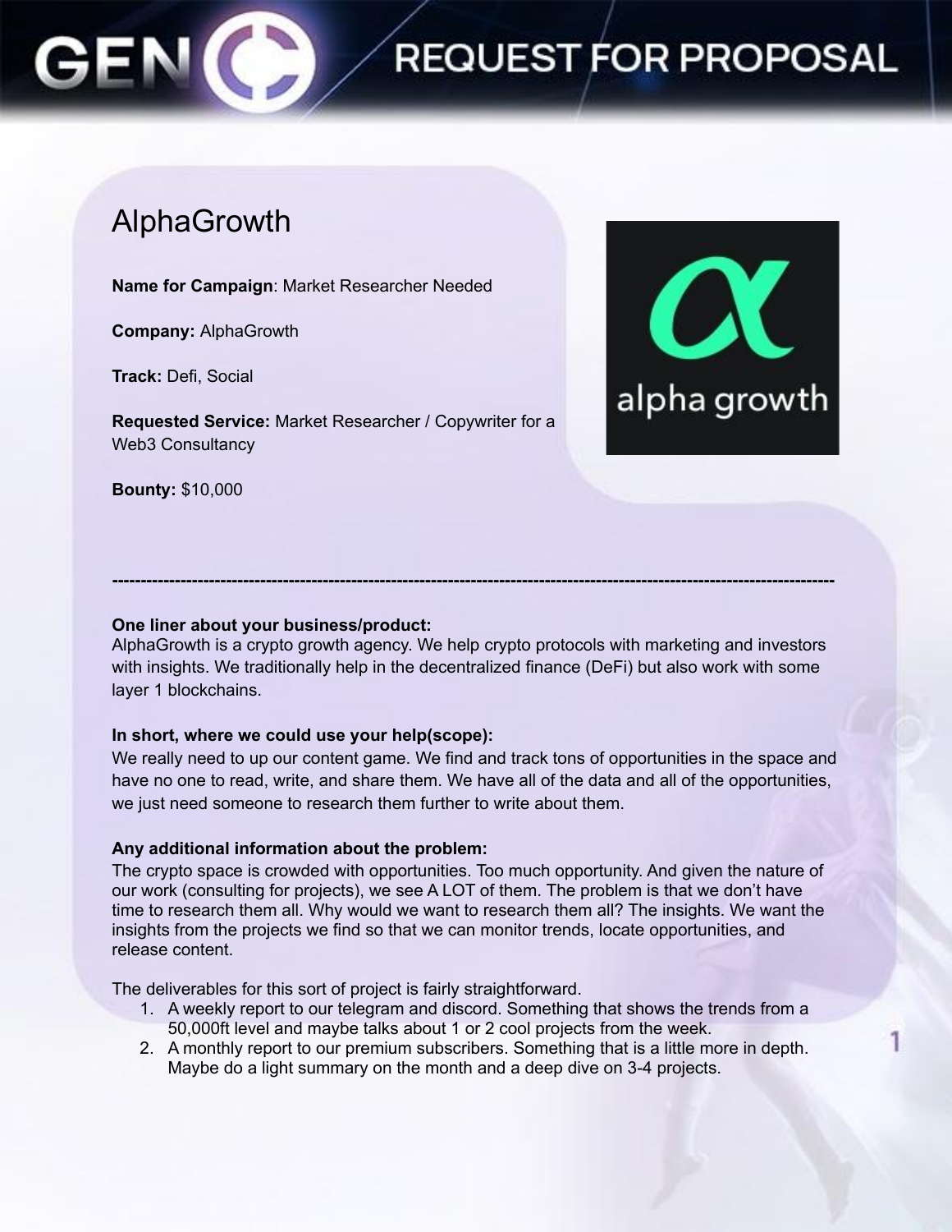# REQUEST FOR PROPOSAL

## AlphaGrowth

**Name for Campaign**: Market Researcher Needed

**Company:** AlphaGrowth

**Track:** Defi, Social

**Requested Service:** Market Researcher / Copywriter for a Web3 Consultancy

**Bounty:** $10,000

---

**One liner about your business/product:**
AlphaGrowth is a crypto growth agency. We help crypto protocols with marketing and investors with insights. We traditionally help in the decentralized finance (DeFi) but also work with some layer 1 blockchains.

**In short, where we could use your help(scope):**
We really need to up our content game. We find and track tons of opportunities in the space and have no one to read, write, and share them. We have all of the data and all of the opportunities, we just need someone to research them further to write about them.

**Any additional information about the problem:**
The crypto space is crowded with opportunities. Too much opportunity. And given the nature of our work (consulting for projects), we see A LOT of them. The problem is that we don't have time to research them all. Why would we want to research them all? The insights. We want the insights from the projects we find so that we can monitor trends, locate opportunities, and release content.

The deliverables for this sort of project is fairly straightforward.

1. A weekly report to our telegram and discord. Something that shows the trends from a 50,000ft level and maybe talks about 1 or 2 cool projects from the week.
2. A monthly report to our premium subscribers. Something that is a little more in depth. Maybe do a light summary on the month and a deep dive on 3-4 projects.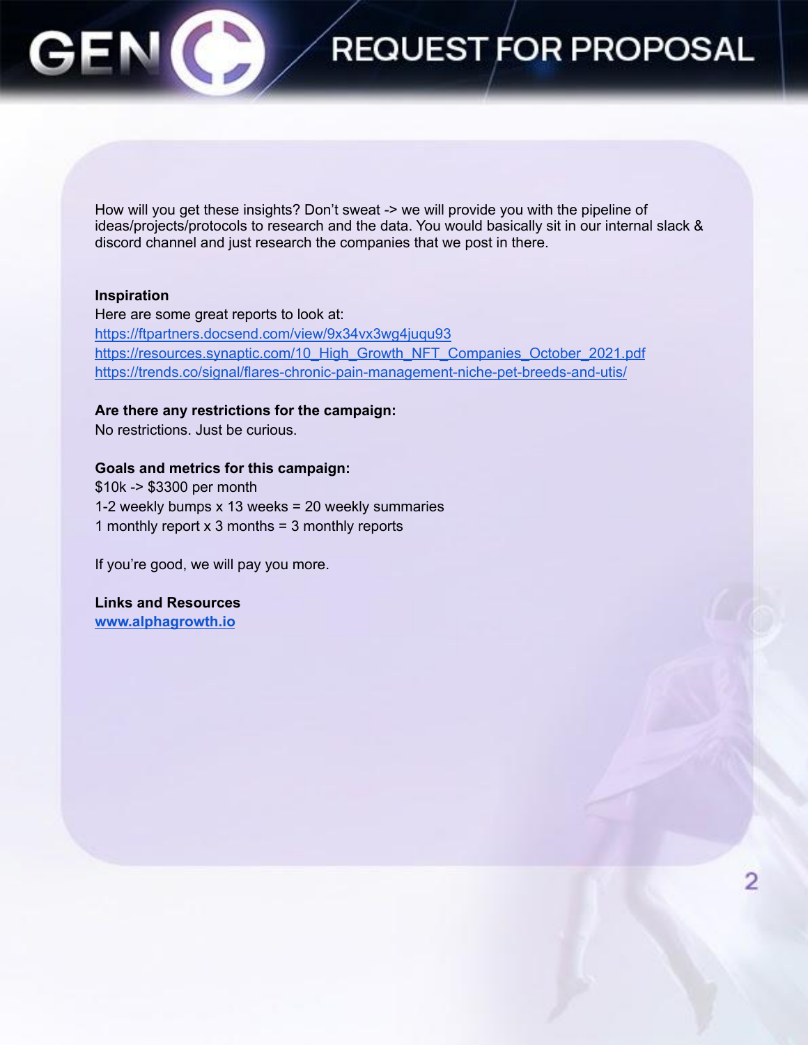How will you get these insights? Don't sweat -> we will provide you with the pipeline of ideas/projects/protocols to research and the data. You would basically sit in our internal slack & discord channel and just research the companies that we post in there.

**Inspiration**

Here are some great reports to look at:

https://ftpartners.docsend.com/view/9x34vx3wg4juqu93

https://resources.synaptic.com/10_High_Growth_NFT_Companies_October_2021.pdf

https://trends.co/signal/flares-chronic-pain-management-niche-pet-breeds-and-utis/

**Are there any restrictions for the campaign:**

No restrictions. Just be curious.

**Goals and metrics for this campaign:**

$10k -> $3300 per month

1-2 weekly bumps x 13 weeks = 20 weekly summaries

1 monthly report x 3 months = 3 monthly reports

If you're good, we will pay you more.

**Links and Resources**

**www.alphagrowth.io**